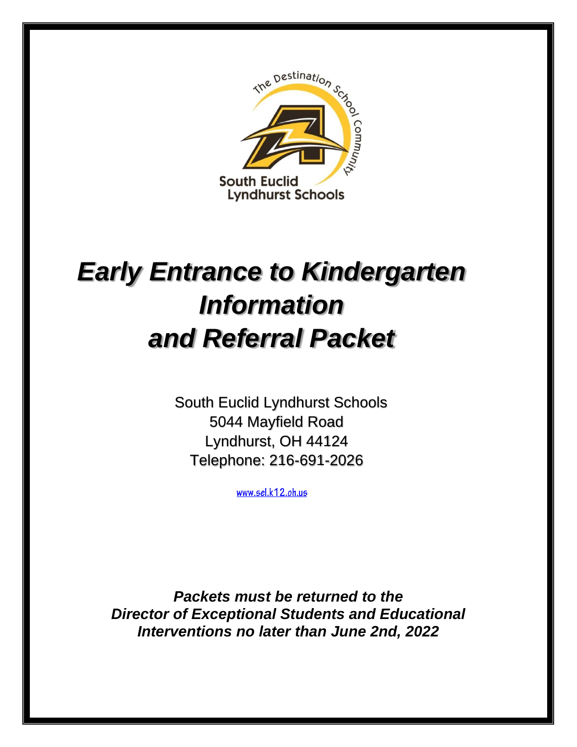The Destination School Community

South Euclid Lyndhurst Schools

# *Early Entrance to Kindergarten Information and Referral Packet*

South Euclid Lyndhurst Schools
5044 Mayfield Road
Lyndhurst, OH 44124
Telephone: 216-691-2026

www.sel.k12.oh.us

***Packets must be returned to the Director of Exceptional Students and Educational Interventions no later than June 2nd, 2022***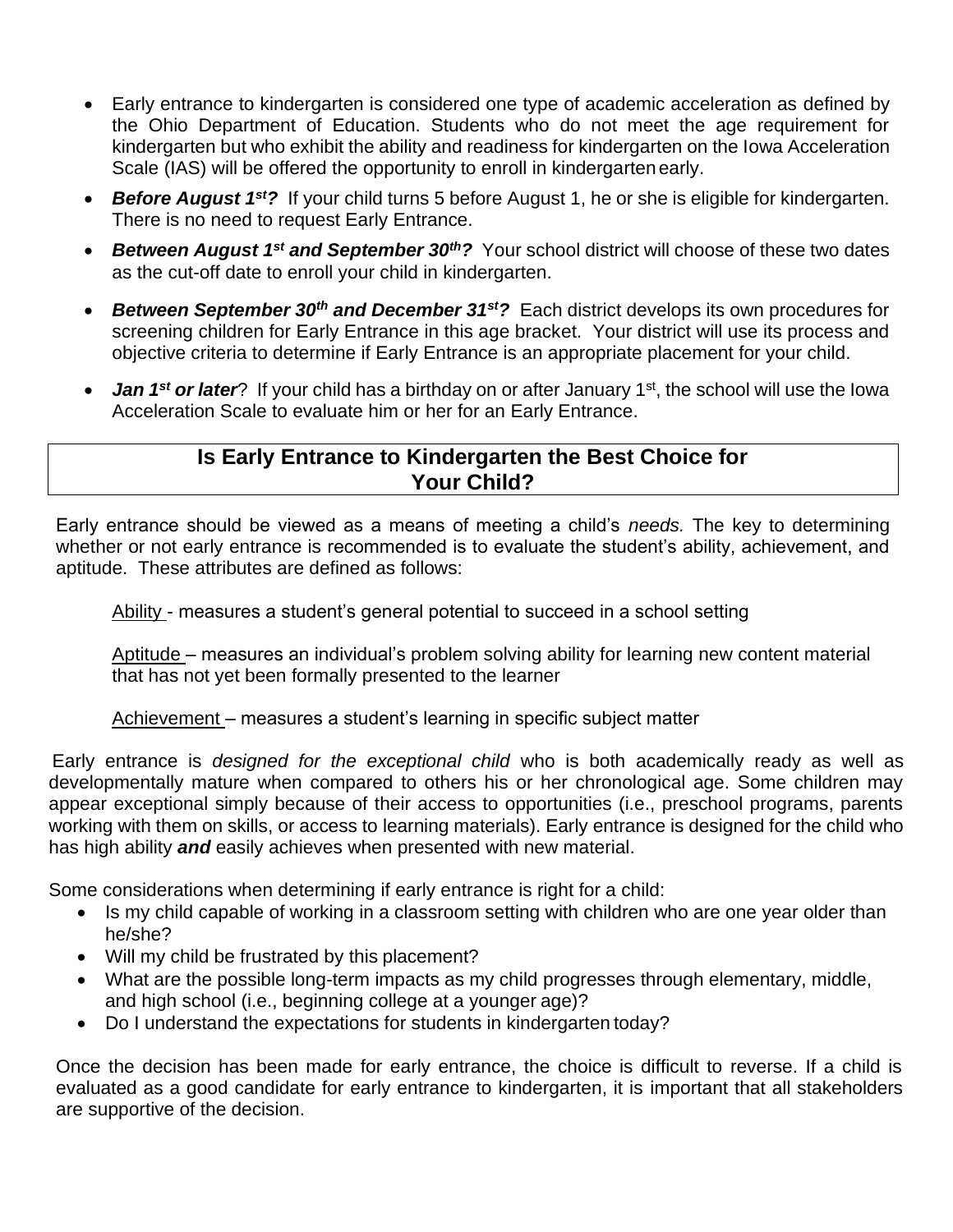- Early entrance to kindergarten is considered one type of academic acceleration as defined by the Ohio Department of Education. Students who do not meet the age requirement for kindergarten but who exhibit the ability and readiness for kindergarten on the Iowa Acceleration Scale (IAS) will be offered the opportunity to enroll in kindergarten early.
- ***Before August 1st?*** If your child turns 5 before August 1, he or she is eligible for kindergarten. There is no need to request Early Entrance.
- ***Between August 1st and September 30th?*** Your school district will choose of these two dates as the cut-off date to enroll your child in kindergarten.
- ***Between September 30th and December 31st?*** Each district develops its own procedures for screening children for Early Entrance in this age bracket. Your district will use its process and objective criteria to determine if Early Entrance is an appropriate placement for your child.
- ***Jan 1st or later***? If your child has a birthday on or after January 1st, the school will use the Iowa Acceleration Scale to evaluate him or her for an Early Entrance.

## Is Early Entrance to Kindergarten the Best Choice for Your Child?

Early entrance should be viewed as a means of meeting a child's *needs.* The key to determining whether or not early entrance is recommended is to evaluate the student's ability, achievement, and aptitude. These attributes are defined as follows:

Ability - measures a student's general potential to succeed in a school setting

Aptitude – measures an individual's problem solving ability for learning new content material that has not yet been formally presented to the learner

Achievement – measures a student's learning in specific subject matter

Early entrance is *designed for the exceptional child* who is both academically ready as well as developmentally mature when compared to others his or her chronological age. Some children may appear exceptional simply because of their access to opportunities (i.e., preschool programs, parents working with them on skills, or access to learning materials). Early entrance is designed for the child who has high ability ***and*** easily achieves when presented with new material.

Some considerations when determining if early entrance is right for a child:

- Is my child capable of working in a classroom setting with children who are one year older than he/she?
- Will my child be frustrated by this placement?
- What are the possible long-term impacts as my child progresses through elementary, middle, and high school (i.e., beginning college at a younger age)?
- Do I understand the expectations for students in kindergarten today?

Once the decision has been made for early entrance, the choice is difficult to reverse. If a child is evaluated as a good candidate for early entrance to kindergarten, it is important that all stakeholders are supportive of the decision.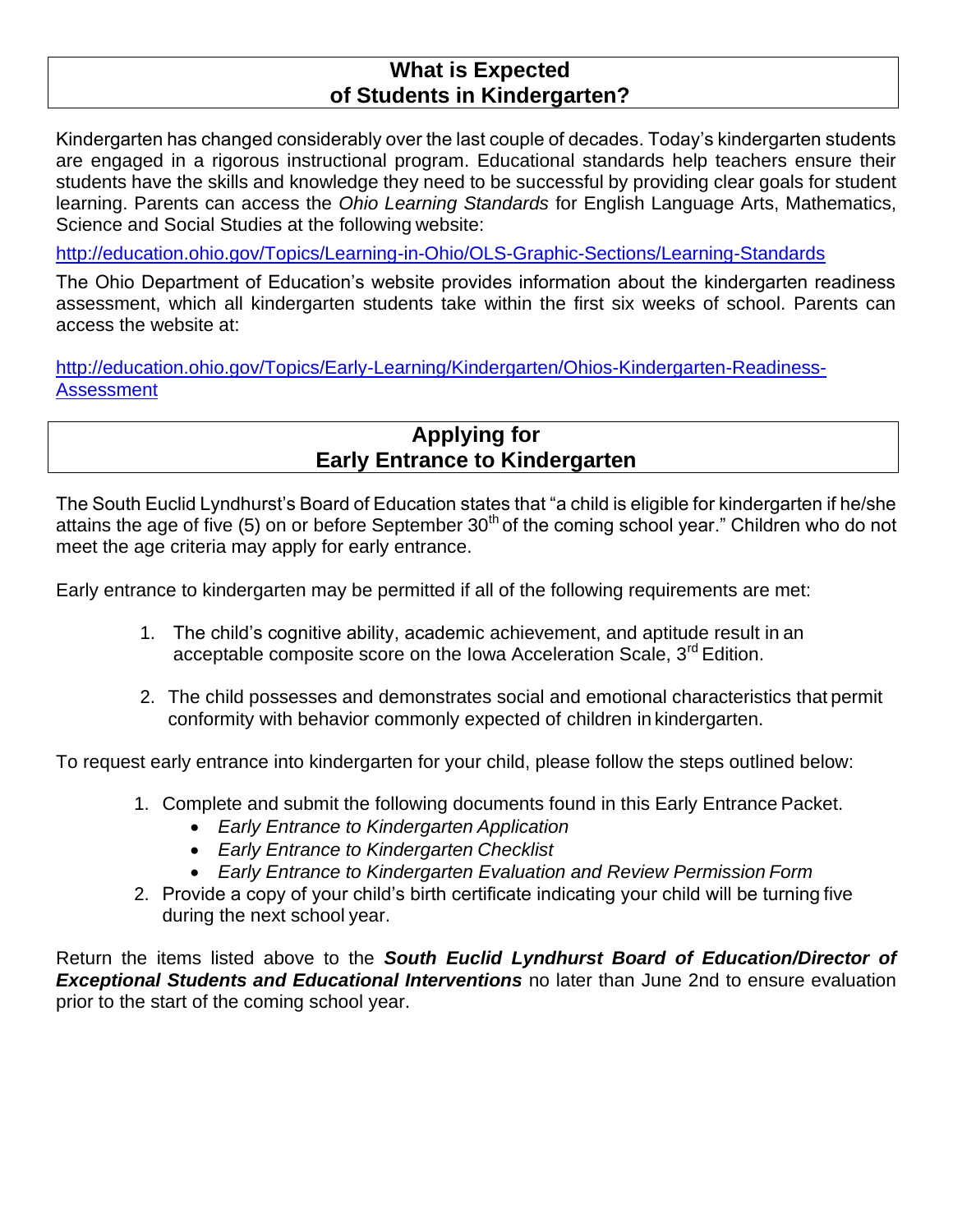## What is Expected of Students in Kindergarten?

Kindergarten has changed considerably over the last couple of decades. Today's kindergarten students are engaged in a rigorous instructional program. Educational standards help teachers ensure their students have the skills and knowledge they need to be successful by providing clear goals for student learning. Parents can access the *Ohio Learning Standards* for English Language Arts, Mathematics, Science and Social Studies at the following website:

http://education.ohio.gov/Topics/Learning-in-Ohio/OLS-Graphic-Sections/Learning-Standards

The Ohio Department of Education's website provides information about the kindergarten readiness assessment, which all kindergarten students take within the first six weeks of school. Parents can access the website at:

http://education.ohio.gov/Topics/Early-Learning/Kindergarten/Ohios-Kindergarten-Readiness-Assessment

## Applying for Early Entrance to Kindergarten

The South Euclid Lyndhurst's Board of Education states that "a child is eligible for kindergarten if he/she attains the age of five (5) on or before September 30th of the coming school year." Children who do not meet the age criteria may apply for early entrance.

Early entrance to kindergarten may be permitted if all of the following requirements are met:

1. The child's cognitive ability, academic achievement, and aptitude result in an acceptable composite score on the Iowa Acceleration Scale, 3rd Edition.
2. The child possesses and demonstrates social and emotional characteristics that permit conformity with behavior commonly expected of children in kindergarten.

To request early entrance into kindergarten for your child, please follow the steps outlined below:

1. Complete and submit the following documents found in this Early Entrance Packet.
   - *Early Entrance to Kindergarten Application*
   - *Early Entrance to Kindergarten Checklist*
   - *Early Entrance to Kindergarten Evaluation and Review Permission Form*
2. Provide a copy of your child's birth certificate indicating your child will be turning five during the next school year.

Return the items listed above to the ***South Euclid Lyndhurst Board of Education/Director of Exceptional Students and Educational Interventions*** no later than June 2nd to ensure evaluation prior to the start of the coming school year.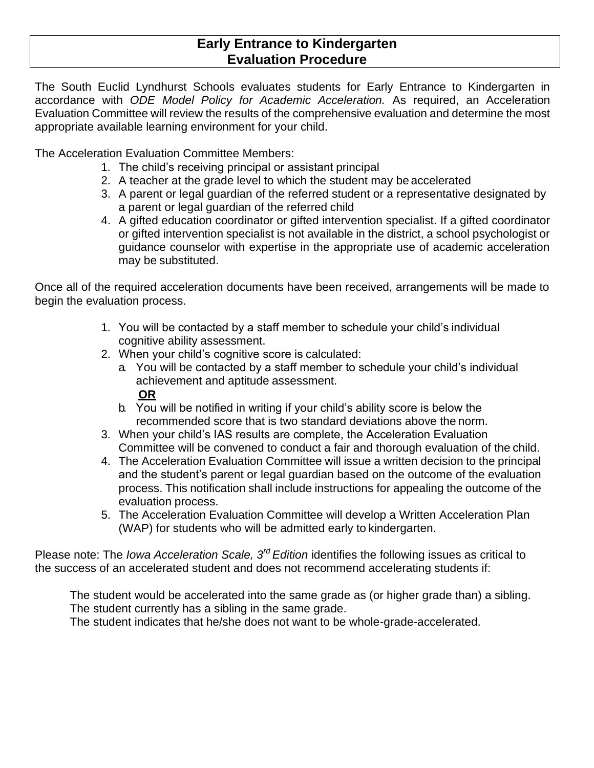# Early Entrance to Kindergarten Evaluation Procedure

The South Euclid Lyndhurst Schools evaluates students for Early Entrance to Kindergarten in accordance with *ODE Model Policy for Academic Acceleration.* As required, an Acceleration Evaluation Committee will review the results of the comprehensive evaluation and determine the most appropriate available learning environment for your child.

The Acceleration Evaluation Committee Members:

1. The child's receiving principal or assistant principal
2. A teacher at the grade level to which the student may be accelerated
3. A parent or legal guardian of the referred student or a representative designated by a parent or legal guardian of the referred child
4. A gifted education coordinator or gifted intervention specialist. If a gifted coordinator or gifted intervention specialist is not available in the district, a school psychologist or guidance counselor with expertise in the appropriate use of academic acceleration may be substituted.

Once all of the required acceleration documents have been received, arrangements will be made to begin the evaluation process.

1. You will be contacted by a staff member to schedule your child's individual cognitive ability assessment.
2. When your child's cognitive score is calculated:
   a. You will be contacted by a staff member to schedule your child's individual achievement and aptitude assessment.
   **OR**
   b. You will be notified in writing if your child's ability score is below the recommended score that is two standard deviations above the norm.
3. When your child's IAS results are complete, the Acceleration Evaluation Committee will be convened to conduct a fair and thorough evaluation of the child.
4. The Acceleration Evaluation Committee will issue a written decision to the principal and the student's parent or legal guardian based on the outcome of the evaluation process. This notification shall include instructions for appealing the outcome of the evaluation process.
5. The Acceleration Evaluation Committee will develop a Written Acceleration Plan (WAP) for students who will be admitted early to kindergarten.

Please note: The *Iowa Acceleration Scale, 3rd Edition* identifies the following issues as critical to the success of an accelerated student and does not recommend accelerating students if:

The student would be accelerated into the same grade as (or higher grade than) a sibling.
The student currently has a sibling in the same grade.
The student indicates that he/she does not want to be whole-grade-accelerated.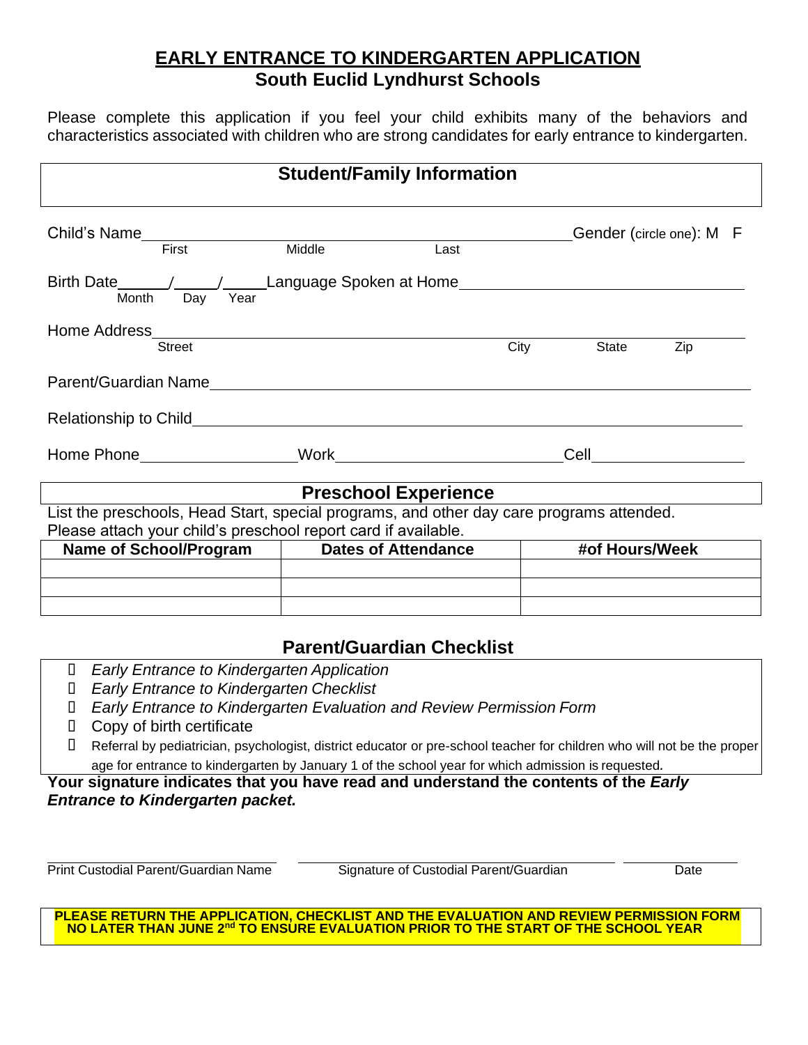# EARLY ENTRANCE TO KINDERGARTEN APPLICATION

## South Euclid Lyndhurst Schools

Please complete this application if you feel your child exhibits many of the behaviors and characteristics associated with children who are strong candidates for early entrance to kindergarten.

## Student/Family Information

Child's Name\_\_\_\_\_\_\_\_\_\_\_\_\_\_\_\_\_\_\_\_\_\_\_\_\_\_\_\_\_\_\_\_\_\_\_\_\_\_\_\_ Gender (circle one): M F
First Middle Last

Birth Date\_\_\_\_/\_\_\_\_/\_\_\_\_ Language Spoken at Home\_\_\_\_\_\_\_\_\_\_\_\_\_\_\_\_\_\_\_\_\_\_\_\_
Month Day Year

Home Address\_\_\_\_\_\_\_\_\_\_\_\_\_\_\_\_\_\_\_\_\_\_\_\_\_\_\_\_\_\_\_\_\_\_\_\_\_\_\_\_\_\_\_\_\_\_\_\_\_\_
Street City State Zip

Parent/Guardian Name\_\_\_\_\_\_\_\_\_\_\_\_\_\_\_\_\_\_\_\_\_\_\_\_\_\_\_\_\_\_\_\_\_\_\_\_\_\_\_\_\_\_\_\_\_\_

Relationship to Child\_\_\_\_\_\_\_\_\_\_\_\_\_\_\_\_\_\_\_\_\_\_\_\_\_\_\_\_\_\_\_\_\_\_\_\_\_\_\_\_\_\_\_\_\_\_\_

Home Phone\_\_\_\_\_\_\_\_\_\_\_\_\_\_\_ Work\_\_\_\_\_\_\_\_\_\_\_\_\_\_\_\_\_\_\_\_\_\_ Cell\_\_\_\_\_\_\_\_\_\_\_\_\_\_\_

## Preschool Experience

List the preschools, Head Start, special programs, and other day care programs attended.
Please attach your child's preschool report card if available.

| Name of School/Program | Dates of Attendance | #of Hours/Week |
|---|---|---|
| | | |
| | | |
| | | |

## Parent/Guardian Checklist

- ☐ *Early Entrance to Kindergarten Application*
- ☐ *Early Entrance to Kindergarten Checklist*
- ☐ *Early Entrance to Kindergarten Evaluation and Review Permission Form*
- ☐ Copy of birth certificate
- ☐ Referral by pediatrician, psychologist, district educator or pre-school teacher for children who will not be the proper age for entrance to kindergarten by January 1 of the school year for which admission is requested.

**Your signature indicates that you have read and understand the contents of the *Early Entrance to Kindergarten packet.***

\_\_\_\_\_\_\_\_\_\_\_\_\_\_\_\_\_\_\_\_\_\_\_\_ \_\_\_\_\_\_\_\_\_\_\_\_\_\_\_\_\_\_\_\_\_\_\_\_\_\_\_\_ \_\_\_\_\_\_\_\_\_\_\_\_
Print Custodial Parent/Guardian Name Signature of Custodial Parent/Guardian Date

**PLEASE RETURN THE APPLICATION, CHECKLIST AND THE EVALUATION AND REVIEW PERMISSION FORM NO LATER THAN JUNE 2nd TO ENSURE EVALUATION PRIOR TO THE START OF THE SCHOOL YEAR**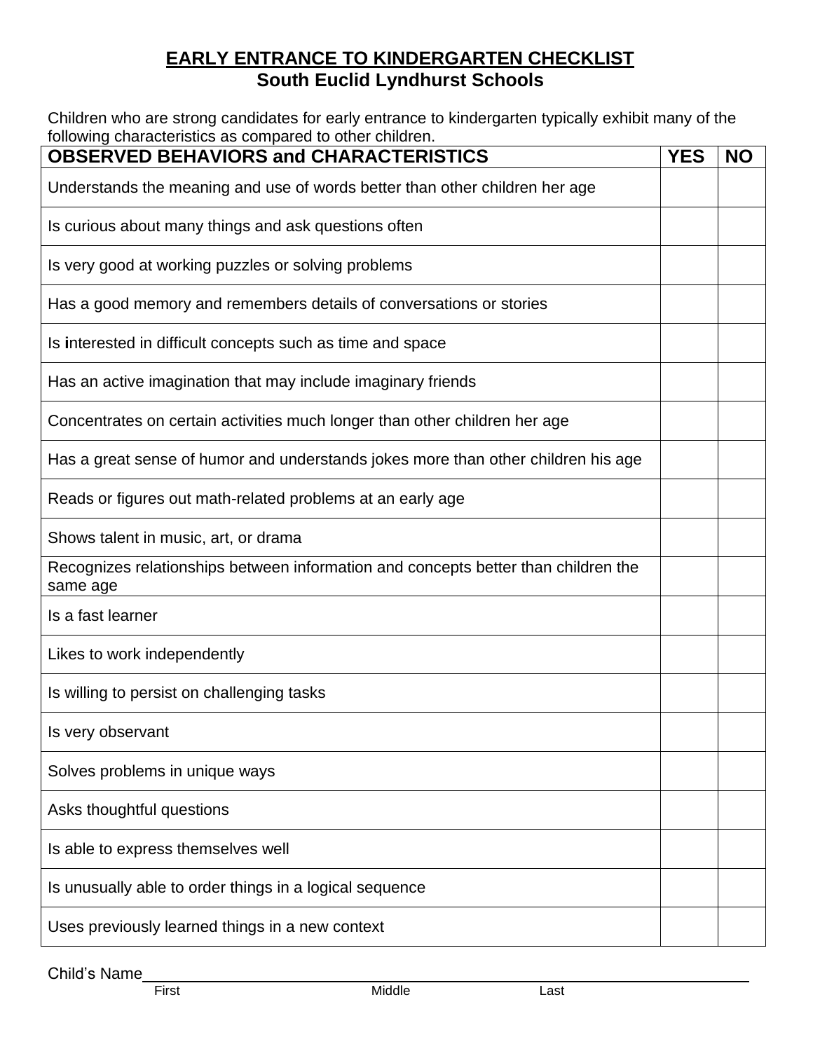# EARLY ENTRANCE TO KINDERGARTEN CHECKLIST

## South Euclid Lyndhurst Schools

Children who are strong candidates for early entrance to kindergarten typically exhibit many of the following characteristics as compared to other children.

| OBSERVED BEHAVIORS and CHARACTERISTICS | YES | NO |
|---|---|---|
| Understands the meaning and use of words better than other children her age | | |
| Is curious about many things and ask questions often | | |
| Is very good at working puzzles or solving problems | | |
| Has a good memory and remembers details of conversations or stories | | |
| Is interested in difficult concepts such as time and space | | |
| Has an active imagination that may include imaginary friends | | |
| Concentrates on certain activities much longer than other children her age | | |
| Has a great sense of humor and understands jokes more than other children his age | | |
| Reads or figures out math-related problems at an early age | | |
| Shows talent in music, art, or drama | | |
| Recognizes relationships between information and concepts better than children the same age | | |
| Is a fast learner | | |
| Likes to work independently | | |
| Is willing to persist on challenging tasks | | |
| Is very observant | | |
| Solves problems in unique ways | | |
| Asks thoughtful questions | | |
| Is able to express themselves well | | |
| Is unusually able to order things in a logical sequence | | |
| Uses previously learned things in a new context | | |

Child's Name\_\_\_\_\_\_\_\_\_\_\_\_\_\_\_\_\_\_\_\_\_\_\_\_\_\_\_\_\_\_\_\_\_\_\_\_\_\_\_\_\_\_\_\_\_\_\_\_

First Middle Last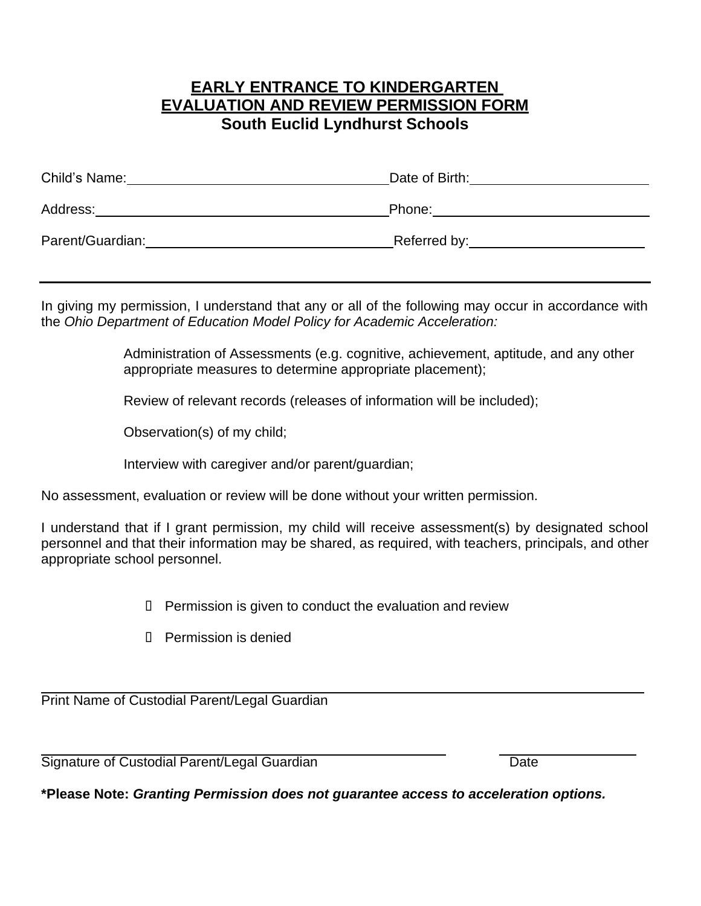**EARLY ENTRANCE TO KINDERGARTEN**
**EVALUATION AND REVIEW PERMISSION FORM**
**South Euclid Lyndhurst Schools**

Child's Name:________________________________ Date of Birth:______________________

Address:____________________________________ Phone:____________________________

Parent/Guardian:_____________________________ Referred by:______________________

---

In giving my permission, I understand that any or all of the following may occur in accordance with the *Ohio Department of Education Model Policy for Academic Acceleration:*

Administration of Assessments (e.g. cognitive, achievement, aptitude, and any other appropriate measures to determine appropriate placement);

Review of relevant records (releases of information will be included);

Observation(s) of my child;

Interview with caregiver and/or parent/guardian;

No assessment, evaluation or review will be done without your written permission.

I understand that if I grant permission, my child will receive assessment(s) by designated school personnel and that their information may be shared, as required, with teachers, principals, and other appropriate school personnel.

- ☐ Permission is given to conduct the evaluation and review
- ☐ Permission is denied

______________________________________________________________________
Print Name of Custodial Parent/Legal Guardian

______________________________________________ ____________________
Signature of Custodial Parent/Legal Guardian Date

**\*Please Note:** ***Granting Permission does not guarantee access to acceleration options.***